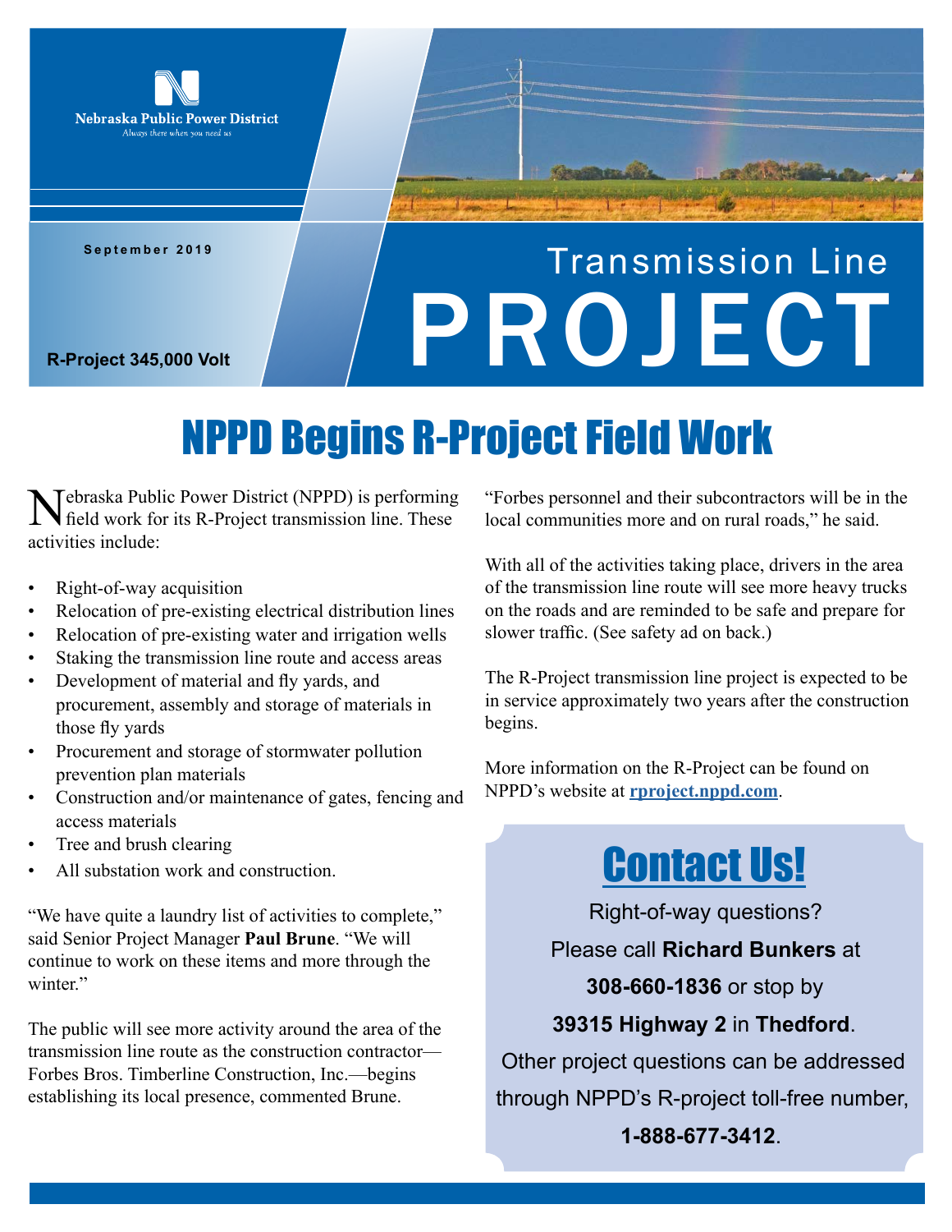Nebraska Public Power District
*Always there when you need us*

September 2019

R-Project 345,000 Volt

# Transmission Line PROJECT

## NPPD Begins R-Project Field Work

Nebraska Public Power District (NPPD) is performing field work for its R-Project transmission line. These activities include:

- Right-of-way acquisition
- Relocation of pre-existing electrical distribution lines
- Relocation of pre-existing water and irrigation wells
- Staking the transmission line route and access areas
- Development of material and fly yards, and procurement, assembly and storage of materials in those fly yards
- Procurement and storage of stormwater pollution prevention plan materials
- Construction and/or maintenance of gates, fencing and access materials
- Tree and brush clearing
- All substation work and construction.

"We have quite a laundry list of activities to complete," said Senior Project Manager **Paul Brune**. "We will continue to work on these items and more through the winter."

The public will see more activity around the area of the transmission line route as the construction contractor—Forbes Bros. Timberline Construction, Inc.—begins establishing its local presence, commented Brune.

"Forbes personnel and their subcontractors will be in the local communities more and on rural roads," he said.

With all of the activities taking place, drivers in the area of the transmission line route will see more heavy trucks on the roads and are reminded to be safe and prepare for slower traffic. (See safety ad on back.)

The R-Project transmission line project is expected to be in service approximately two years after the construction begins.

More information on the R-Project can be found on NPPD's website at **rproject.nppd.com**.

## Contact Us!

Right-of-way questions?

Please call **Richard Bunkers** at **308-660-1836** or stop by **39315 Highway 2** in **Thedford**.

Other project questions can be addressed through NPPD's R-project toll-free number, **1-888-677-3412**.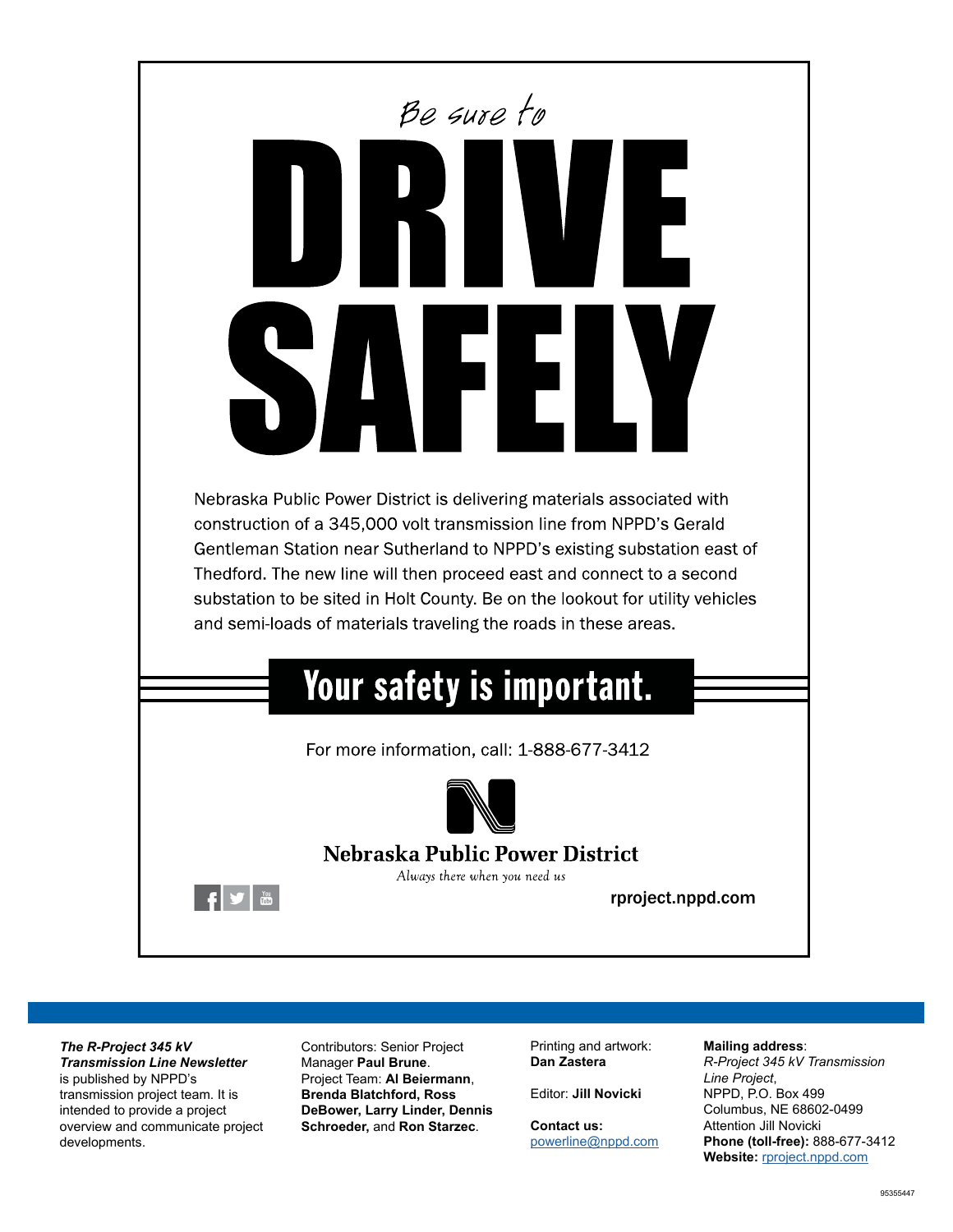*Be sure to*

# DRIVE SAFELY

Nebraska Public Power District is delivering materials associated with construction of a 345,000 volt transmission line from NPPD's Gerald Gentleman Station near Sutherland to NPPD's existing substation east of Thedford. The new line will then proceed east and connect to a second substation to be sited in Holt County. Be on the lookout for utility vehicles and semi-loads of materials traveling the roads in these areas.

## Your safety is important.

For more information, call: 1-888-677-3412

**Nebraska Public Power District**

*Always there when you need us*

**rproject.nppd.com**

---

***The R-Project 345 kV Transmission Line Newsletter*** is published by NPPD's transmission project team. It is intended to provide a project overview and communicate project developments.

Contributors: Senior Project Manager **Paul Brune**. Project Team: **Al Beiermann**, **Brenda Blatchford, Ross DeBower, Larry Linder, Dennis Schroeder,** and **Ron Starzec**.

Printing and artwork: **Dan Zastera**

Editor: **Jill Novicki**

**Contact us:** powerline@nppd.com

**Mailing address**:
*R-Project 345 kV Transmission Line Project*,
NPPD, P.O. Box 499
Columbus, NE 68602-0499
Attention Jill Novicki
**Phone (toll-free):** 888-677-3412
**Website:** rproject.nppd.com

95355447